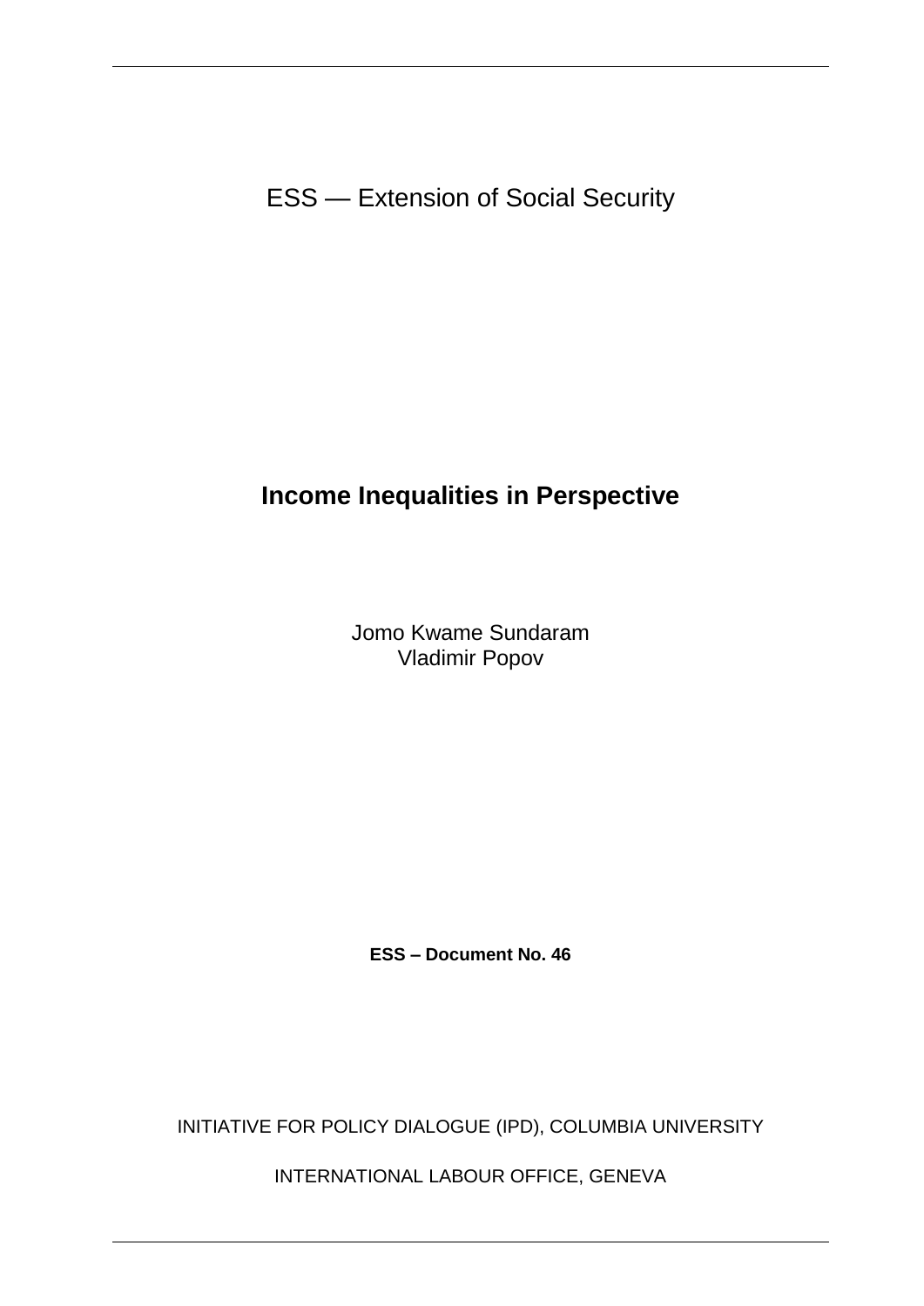ESS — Extension of Social Security

# Income Inequalities in Perspective

Jomo Kwame Sundaram
Vladimir Popov

**ESS – Document No. 46**

INITIATIVE FOR POLICY DIALOGUE (IPD), COLUMBIA UNIVERSITY

INTERNATIONAL LABOUR OFFICE, GENEVA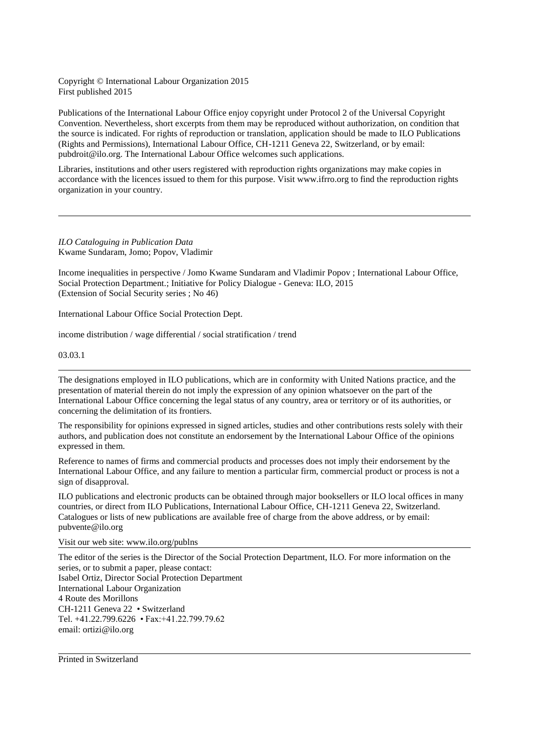Copyright © International Labour Organization 2015
First published 2015

Publications of the International Labour Office enjoy copyright under Protocol 2 of the Universal Copyright Convention. Nevertheless, short excerpts from them may be reproduced without authorization, on condition that the source is indicated. For rights of reproduction or translation, application should be made to ILO Publications (Rights and Permissions), International Labour Office, CH-1211 Geneva 22, Switzerland, or by email: pubdroit@ilo.org. The International Labour Office welcomes such applications.

Libraries, institutions and other users registered with reproduction rights organizations may make copies in accordance with the licences issued to them for this purpose. Visit www.ifrro.org to find the reproduction rights organization in your country.

---

*ILO Cataloguing in Publication Data*
Kwame Sundaram, Jomo; Popov, Vladimir

Income inequalities in perspective / Jomo Kwame Sundaram and Vladimir Popov ; International Labour Office, Social Protection Department.; Initiative for Policy Dialogue - Geneva: ILO, 2015
(Extension of Social Security series ; No 46)

International Labour Office Social Protection Dept.

income distribution / wage differential / social stratification / trend

03.03.1

---

The designations employed in ILO publications, which are in conformity with United Nations practice, and the presentation of material therein do not imply the expression of any opinion whatsoever on the part of the International Labour Office concerning the legal status of any country, area or territory or of its authorities, or concerning the delimitation of its frontiers.

The responsibility for opinions expressed in signed articles, studies and other contributions rests solely with their authors, and publication does not constitute an endorsement by the International Labour Office of the opinions expressed in them.

Reference to names of firms and commercial products and processes does not imply their endorsement by the International Labour Office, and any failure to mention a particular firm, commercial product or process is not a sign of disapproval.

ILO publications and electronic products can be obtained through major booksellers or ILO local offices in many countries, or direct from ILO Publications, International Labour Office, CH-1211 Geneva 22, Switzerland. Catalogues or lists of new publications are available free of charge from the above address, or by email: pubvente@ilo.org

Visit our web site: www.ilo.org/publns

---

The editor of the series is the Director of the Social Protection Department, ILO. For more information on the series, or to submit a paper, please contact:
Isabel Ortiz, Director Social Protection Department
International Labour Organization
4 Route des Morillons
CH-1211 Geneva 22 • Switzerland
Tel. +41.22.799.6226 • Fax:+41.22.799.79.62
email: ortizi@ilo.org

---

Printed in Switzerland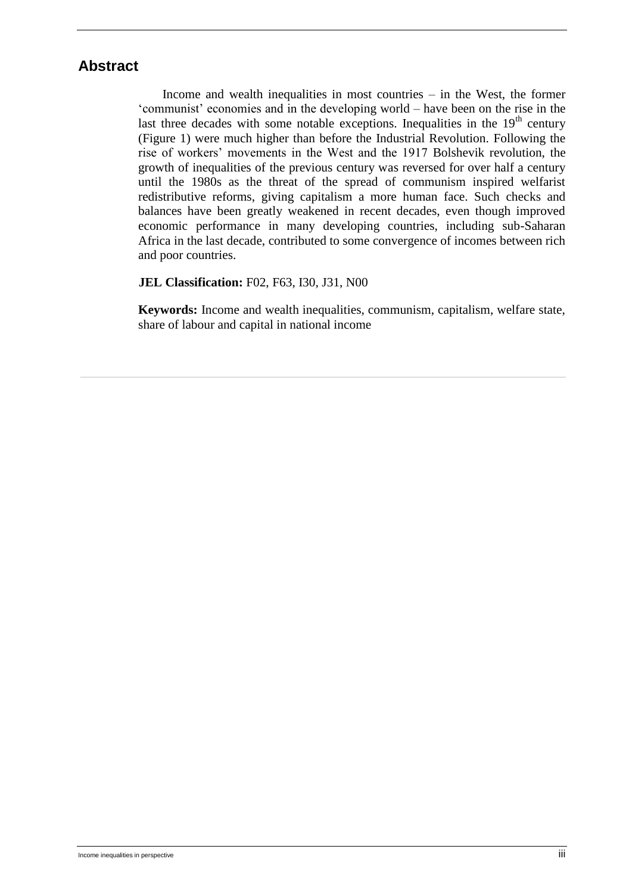## Abstract

Income and wealth inequalities in most countries – in the West, the former 'communist' economies and in the developing world – have been on the rise in the last three decades with some notable exceptions. Inequalities in the 19th century (Figure 1) were much higher than before the Industrial Revolution. Following the rise of workers' movements in the West and the 1917 Bolshevik revolution, the growth of inequalities of the previous century was reversed for over half a century until the 1980s as the threat of the spread of communism inspired welfarist redistributive reforms, giving capitalism a more human face. Such checks and balances have been greatly weakened in recent decades, even though improved economic performance in many developing countries, including sub-Saharan Africa in the last decade, contributed to some convergence of incomes between rich and poor countries.

**JEL Classification:** F02, F63, I30, J31, N00

**Keywords:** Income and wealth inequalities, communism, capitalism, welfare state, share of labour and capital in national income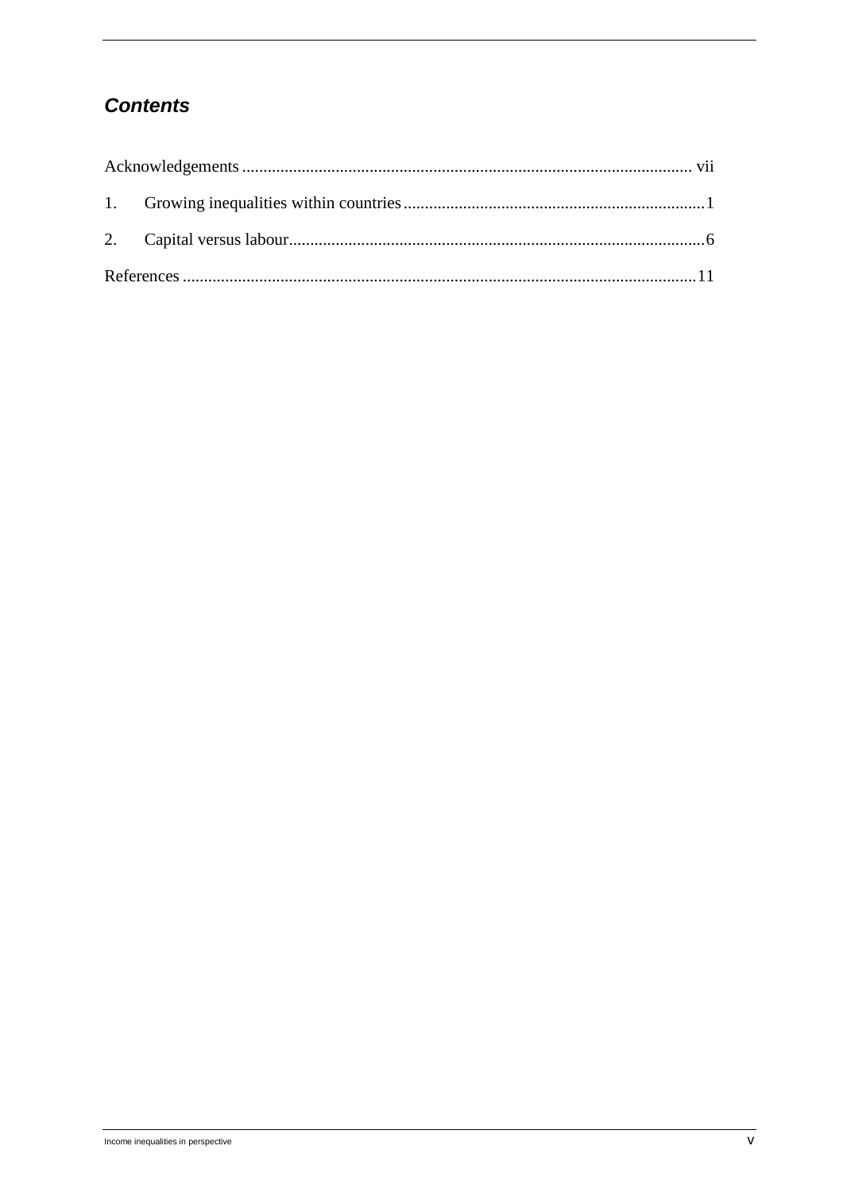## *Contents*

Acknowledgements ........................................................................................................ vii

1. Growing inequalities within countries ......................................................................1

2. Capital versus labour..................................................................................................6

References ........................................................................................................................11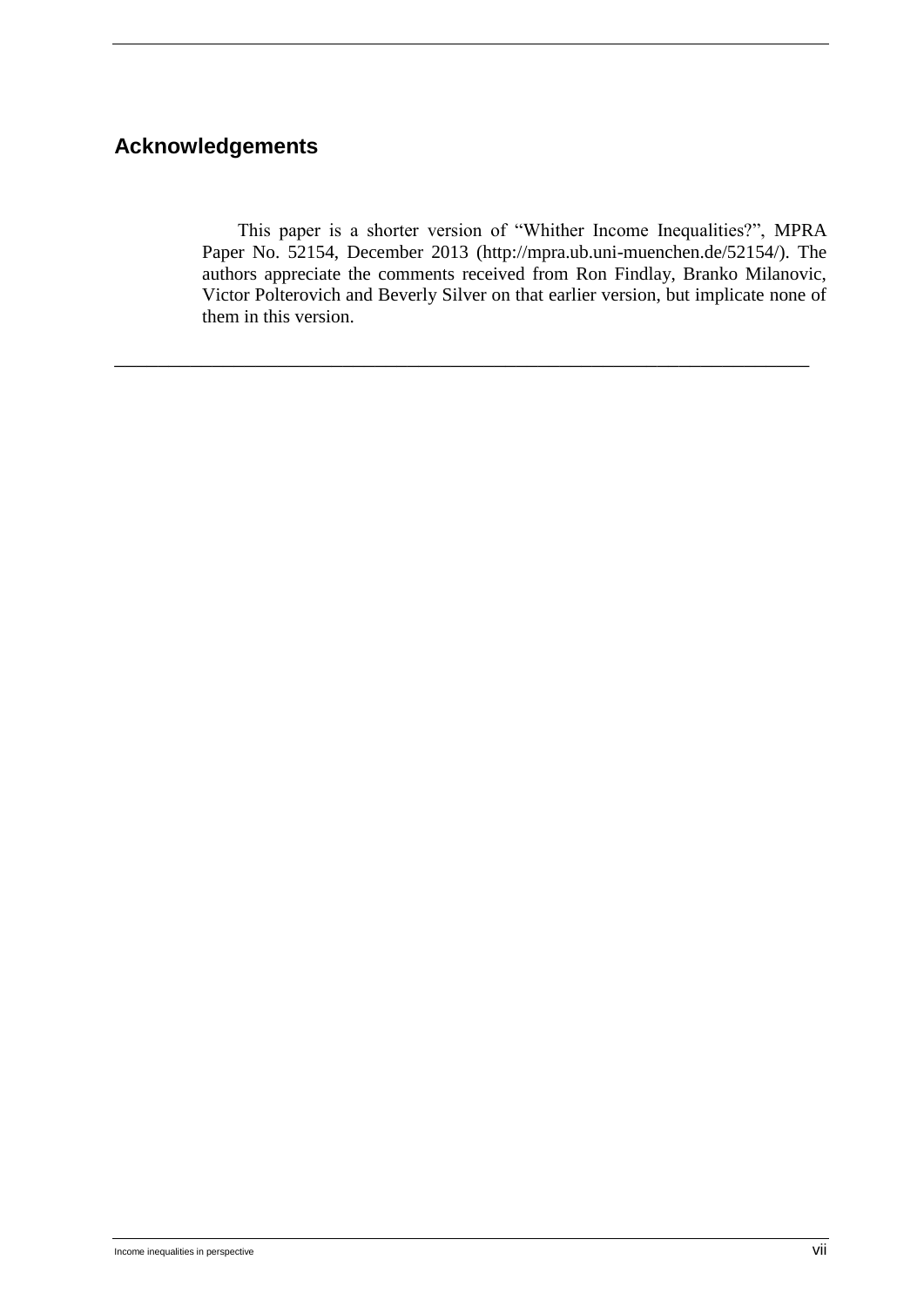## Acknowledgements

This paper is a shorter version of “Whither Income Inequalities?”, MPRA Paper No. 52154, December 2013 (http://mpra.ub.uni-muenchen.de/52154/). The authors appreciate the comments received from Ron Findlay, Branko Milanovic, Victor Polterovich and Beverly Silver on that earlier version, but implicate none of them in this version.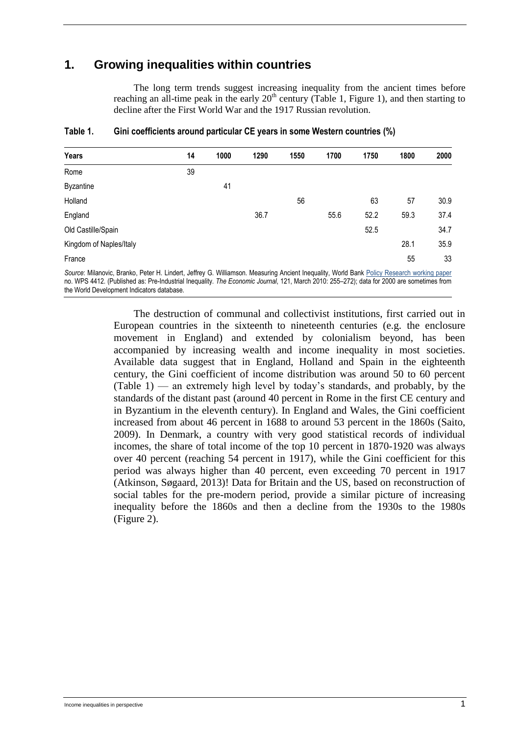## 1. Growing inequalities within countries

The long term trends suggest increasing inequality from the ancient times before reaching an all-time peak in the early 20$^{th}$ century (Table 1, Figure 1), and then starting to decline after the First World War and the 1917 Russian revolution.

**Table 1. Gini coefficients around particular CE years in some Western countries (%)**

| Years | 14 | 1000 | 1290 | 1550 | 1700 | 1750 | 1800 | 2000 |
|---|---|---|---|---|---|---|---|---|
| Rome | 39 | | | | | | | |
| Byzantine | | 41 | | | | | | |
| Holland | | | | 56 | | 63 | 57 | 30.9 |
| England | | | 36.7 | | 55.6 | 52.2 | 59.3 | 37.4 |
| Old Castille/Spain | | | | | | 52.5 | | 34.7 |
| Kingdom of Naples/Italy | | | | | | | 28.1 | 35.9 |
| France | | | | | | | 55 | 33 |

*Source*: Milanovic, Branko, Peter H. Lindert, Jeffrey G. Williamson. Measuring Ancient Inequality, World Bank Policy Research working paper no. WPS 4412. (Published as: Pre-Industrial Inequality. *The Economic Journal*, 121, March 2010: 255–272); data for 2000 are sometimes from the World Development Indicators database.

The destruction of communal and collectivist institutions, first carried out in European countries in the sixteenth to nineteenth centuries (e.g. the enclosure movement in England) and extended by colonialism beyond, has been accompanied by increasing wealth and income inequality in most societies. Available data suggest that in England, Holland and Spain in the eighteenth century, the Gini coefficient of income distribution was around 50 to 60 percent (Table 1) — an extremely high level by today's standards, and probably, by the standards of the distant past (around 40 percent in Rome in the first CE century and in Byzantium in the eleventh century). In England and Wales, the Gini coefficient increased from about 46 percent in 1688 to around 53 percent in the 1860s (Saito, 2009). In Denmark, a country with very good statistical records of individual incomes, the share of total income of the top 10 percent in 1870-1920 was always over 40 percent (reaching 54 percent in 1917), while the Gini coefficient for this period was always higher than 40 percent, even exceeding 70 percent in 1917 (Atkinson, Søgaard, 2013)! Data for Britain and the US, based on reconstruction of social tables for the pre-modern period, provide a similar picture of increasing inequality before the 1860s and then a decline from the 1930s to the 1980s (Figure 2).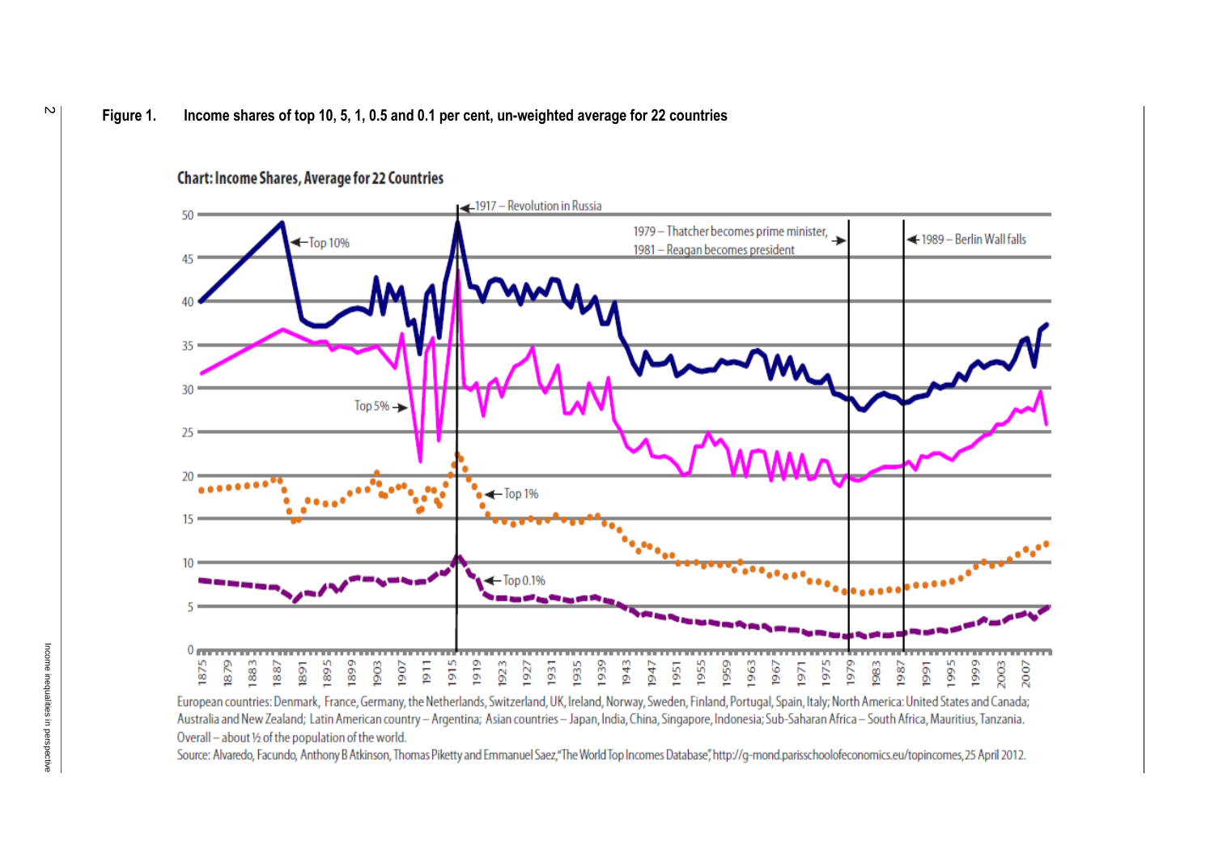**Figure 1.** **Income shares of top 10, 5, 1, 0.5 and 0.1 per cent, un-weighted average for 22 countries**

Chart: Income Shares, Average for 22 Countries

European countries: Denmark, France, Germany, the Netherlands, Switzerland, UK, Ireland, Norway, Sweden, Finland, Portugal, Spain, Italy; North America: United States and Canada; Australia and New Zealand; Latin American country – Argentina; Asian countries – Japan, India, China, Singapore, Indonesia; Sub-Saharan Africa – South Africa, Mauritius, Tanzania. Overall – about ½ of the population of the world.

Source: Alvaredo, Facundo, Anthony B Atkinson, Thomas Piketty and Emmanuel Saez, "The World Top Incomes Database," http://g-mond.parisschoolofeconomics.eu/topincomes, 25 April 2012.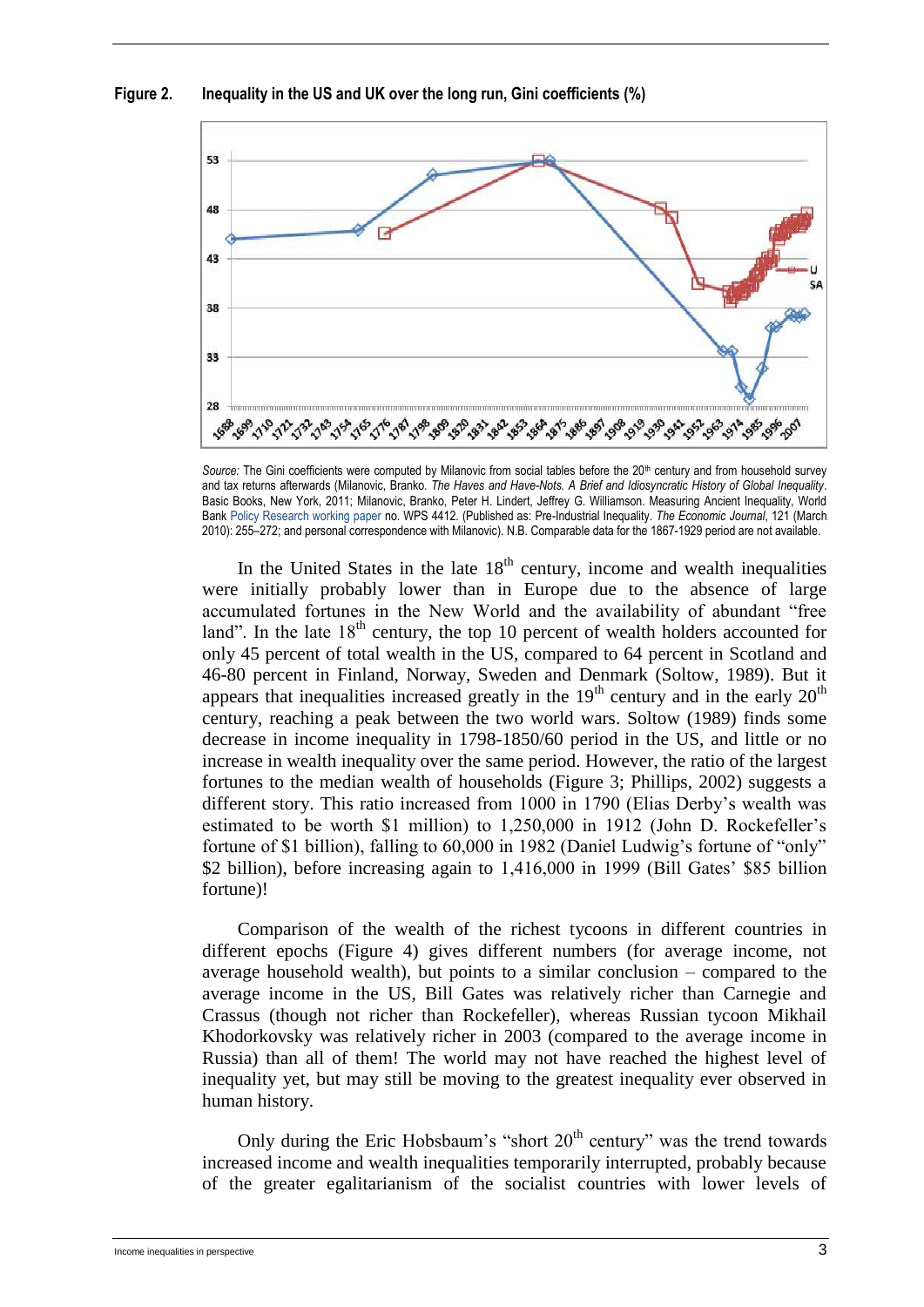**Figure 2. Inequality in the US and UK over the long run, Gini coefficients (%)**

*Source:* The Gini coefficients were computed by Milanovic from social tables before the 20th century and from household survey and tax returns afterwards (Milanovic, Branko. *The Haves and Have-Nots. A Brief and Idiosyncratic History of Global Inequality*. Basic Books, New York, 2011; Milanovic, Branko, Peter H. Lindert, Jeffrey G. Williamson. Measuring Ancient Inequality, World Bank Policy Research working paper no. WPS 4412. (Published as: Pre-Industrial Inequality. *The Economic Journal*, 121 (March 2010): 255–272; and personal correspondence with Milanovic). N.B. Comparable data for the 1867-1929 period are not available.

In the United States in the late 18th century, income and wealth inequalities were initially probably lower than in Europe due to the absence of large accumulated fortunes in the New World and the availability of abundant "free land". In the late 18th century, the top 10 percent of wealth holders accounted for only 45 percent of total wealth in the US, compared to 64 percent in Scotland and 46-80 percent in Finland, Norway, Sweden and Denmark (Soltow, 1989). But it appears that inequalities increased greatly in the 19th century and in the early 20th century, reaching a peak between the two world wars. Soltow (1989) finds some decrease in income inequality in 1798-1850/60 period in the US, and little or no increase in wealth inequality over the same period. However, the ratio of the largest fortunes to the median wealth of households (Figure 3; Phillips, 2002) suggests a different story. This ratio increased from 1000 in 1790 (Elias Derby's wealth was estimated to be worth $1 million) to 1,250,000 in 1912 (John D. Rockefeller's fortune of $1 billion), falling to 60,000 in 1982 (Daniel Ludwig's fortune of "only" $2 billion), before increasing again to 1,416,000 in 1999 (Bill Gates' $85 billion fortune)!

Comparison of the wealth of the richest tycoons in different countries in different epochs (Figure 4) gives different numbers (for average income, not average household wealth), but points to a similar conclusion – compared to the average income in the US, Bill Gates was relatively richer than Carnegie and Crassus (though not richer than Rockefeller), whereas Russian tycoon Mikhail Khodorkovsky was relatively richer in 2003 (compared to the average income in Russia) than all of them! The world may not have reached the highest level of inequality yet, but may still be moving to the greatest inequality ever observed in human history.

Only during the Eric Hobsbaum's "short 20th century" was the trend towards increased income and wealth inequalities temporarily interrupted, probably because of the greater egalitarianism of the socialist countries with lower levels of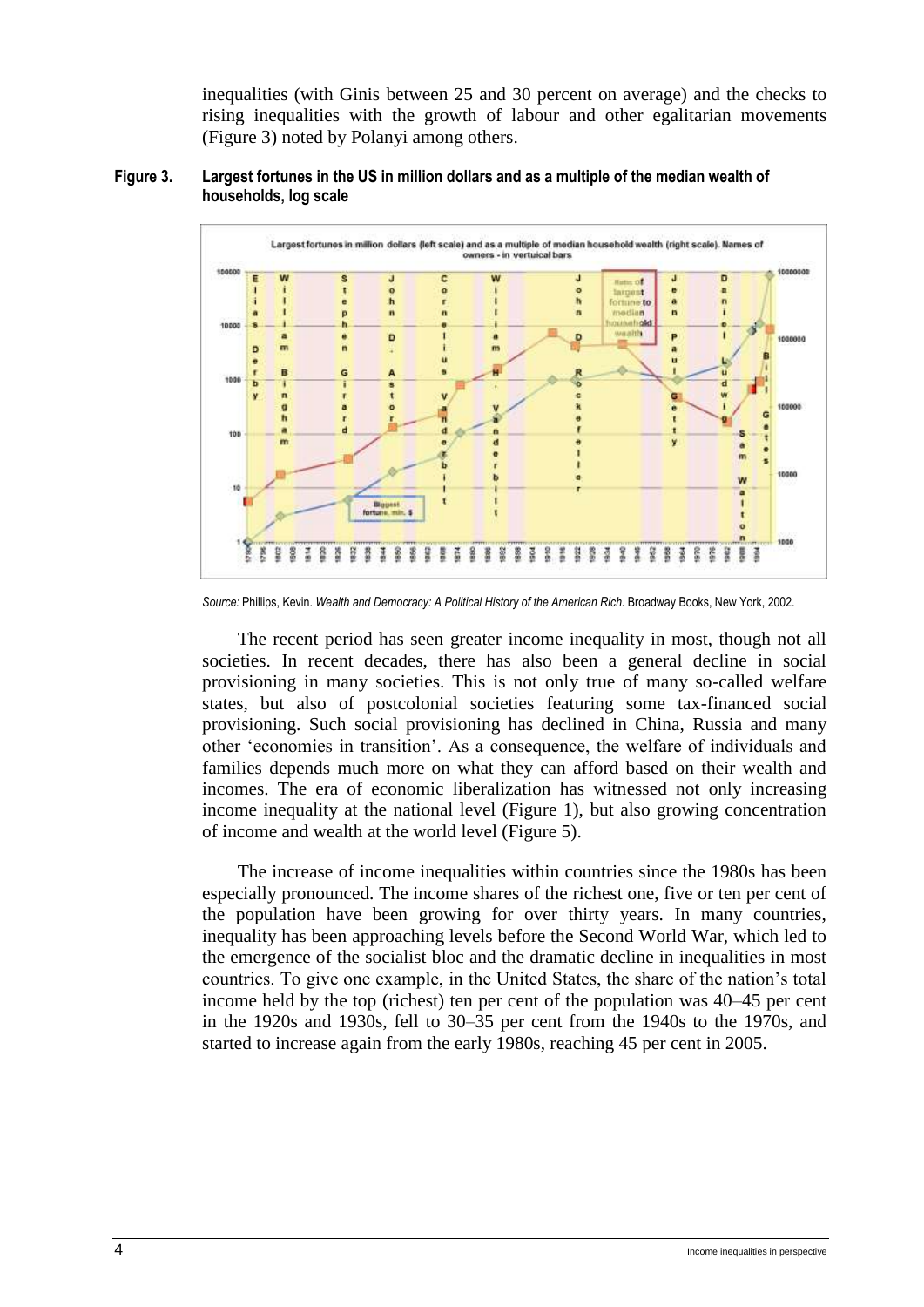inequalities (with Ginis between 25 and 30 percent on average) and the checks to rising inequalities with the growth of labour and other egalitarian movements (Figure 3) noted by Polanyi among others.

**Figure 3. Largest fortunes in the US in million dollars and as a multiple of the median wealth of households, log scale**

*Source:* Phillips, Kevin. *Wealth and Democracy: A Political History of the American Rich*. Broadway Books, New York, 2002.

The recent period has seen greater income inequality in most, though not all societies. In recent decades, there has also been a general decline in social provisioning in many societies. This is not only true of many so-called welfare states, but also of postcolonial societies featuring some tax-financed social provisioning. Such social provisioning has declined in China, Russia and many other 'economies in transition'. As a consequence, the welfare of individuals and families depends much more on what they can afford based on their wealth and incomes. The era of economic liberalization has witnessed not only increasing income inequality at the national level (Figure 1), but also growing concentration of income and wealth at the world level (Figure 5).

The increase of income inequalities within countries since the 1980s has been especially pronounced. The income shares of the richest one, five or ten per cent of the population have been growing for over thirty years. In many countries, inequality has been approaching levels before the Second World War, which led to the emergence of the socialist bloc and the dramatic decline in inequalities in most countries. To give one example, in the United States, the share of the nation's total income held by the top (richest) ten per cent of the population was 40–45 per cent in the 1920s and 1930s, fell to 30–35 per cent from the 1940s to the 1970s, and started to increase again from the early 1980s, reaching 45 per cent in 2005.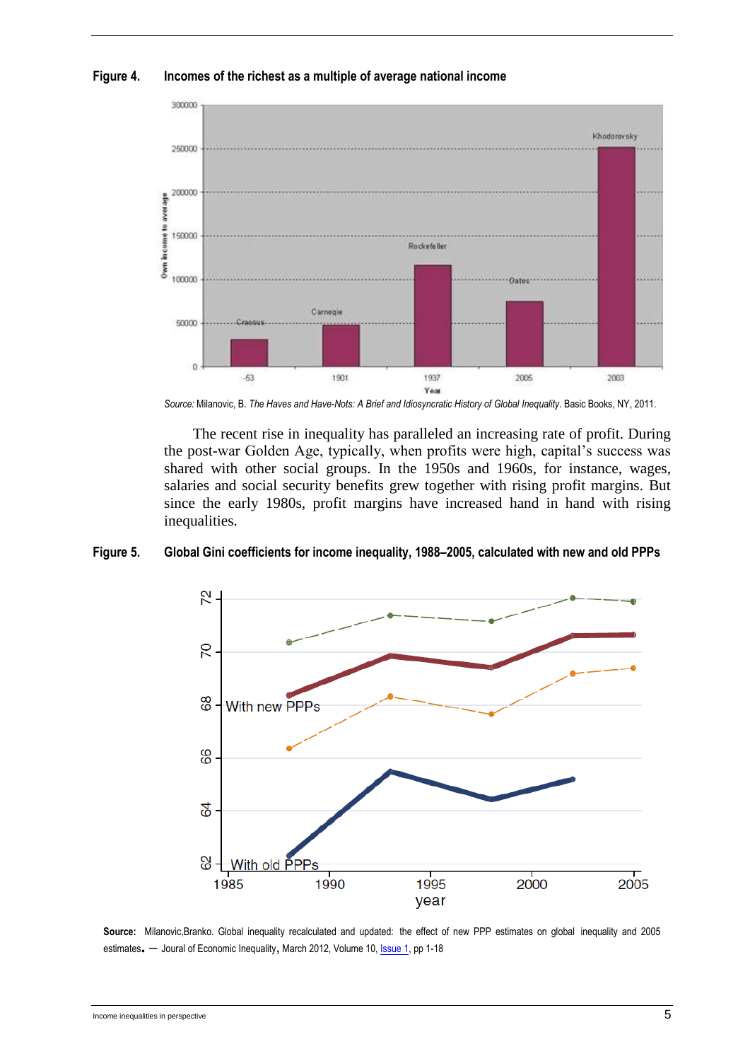**Figure 4. Incomes of the richest as a multiple of average national income**

*Source:* Milanovic, B. *The Haves and Have-Nots: A Brief and Idiosyncratic History of Global Inequality*. Basic Books, NY, 2011.

The recent rise in inequality has paralleled an increasing rate of profit. During the post-war Golden Age, typically, when profits were high, capital's success was shared with other social groups. In the 1950s and 1960s, for instance, wages, salaries and social security benefits grew together with rising profit margins. But since the early 1980s, profit margins have increased hand in hand with rising inequalities.

**Figure 5. Global Gini coefficients for income inequality, 1988–2005, calculated with new and old PPPs**

**Source:** Milanovic,Branko. Global inequality recalculated and updated: the effect of new PPP estimates on global inequality and 2005 estimates. — Joural of Economic Inequality, March 2012, Volume 10, Issue 1, pp 1-18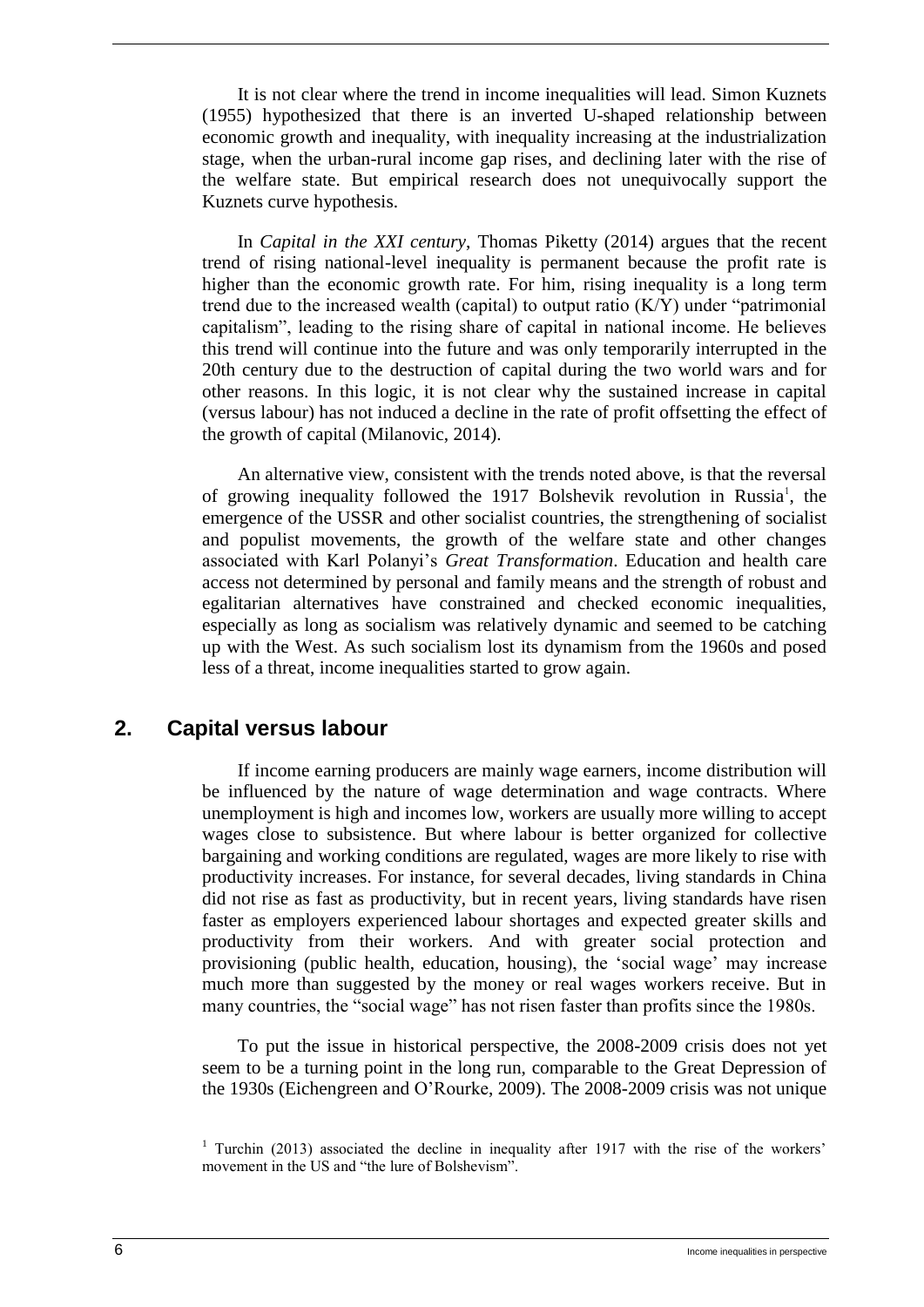It is not clear where the trend in income inequalities will lead. Simon Kuznets (1955) hypothesized that there is an inverted U-shaped relationship between economic growth and inequality, with inequality increasing at the industrialization stage, when the urban-rural income gap rises, and declining later with the rise of the welfare state. But empirical research does not unequivocally support the Kuznets curve hypothesis.

In *Capital in the XXI century*, Thomas Piketty (2014) argues that the recent trend of rising national-level inequality is permanent because the profit rate is higher than the economic growth rate. For him, rising inequality is a long term trend due to the increased wealth (capital) to output ratio (K/Y) under "patrimonial capitalism", leading to the rising share of capital in national income. He believes this trend will continue into the future and was only temporarily interrupted in the 20th century due to the destruction of capital during the two world wars and for other reasons. In this logic, it is not clear why the sustained increase in capital (versus labour) has not induced a decline in the rate of profit offsetting the effect of the growth of capital (Milanovic, 2014).

An alternative view, consistent with the trends noted above, is that the reversal of growing inequality followed the 1917 Bolshevik revolution in Russia[1], the emergence of the USSR and other socialist countries, the strengthening of socialist and populist movements, the growth of the welfare state and other changes associated with Karl Polanyi's *Great Transformation*. Education and health care access not determined by personal and family means and the strength of robust and egalitarian alternatives have constrained and checked economic inequalities, especially as long as socialism was relatively dynamic and seemed to be catching up with the West. As such socialism lost its dynamism from the 1960s and posed less of a threat, income inequalities started to grow again.

## 2. Capital versus labour

If income earning producers are mainly wage earners, income distribution will be influenced by the nature of wage determination and wage contracts. Where unemployment is high and incomes low, workers are usually more willing to accept wages close to subsistence. But where labour is better organized for collective bargaining and working conditions are regulated, wages are more likely to rise with productivity increases. For instance, for several decades, living standards in China did not rise as fast as productivity, but in recent years, living standards have risen faster as employers experienced labour shortages and expected greater skills and productivity from their workers. And with greater social protection and provisioning (public health, education, housing), the 'social wage' may increase much more than suggested by the money or real wages workers receive. But in many countries, the "social wage" has not risen faster than profits since the 1980s.

To put the issue in historical perspective, the 2008-2009 crisis does not yet seem to be a turning point in the long run, comparable to the Great Depression of the 1930s (Eichengreen and O'Rourke, 2009). The 2008-2009 crisis was not unique

[1] Turchin (2013) associated the decline in inequality after 1917 with the rise of the workers' movement in the US and "the lure of Bolshevism".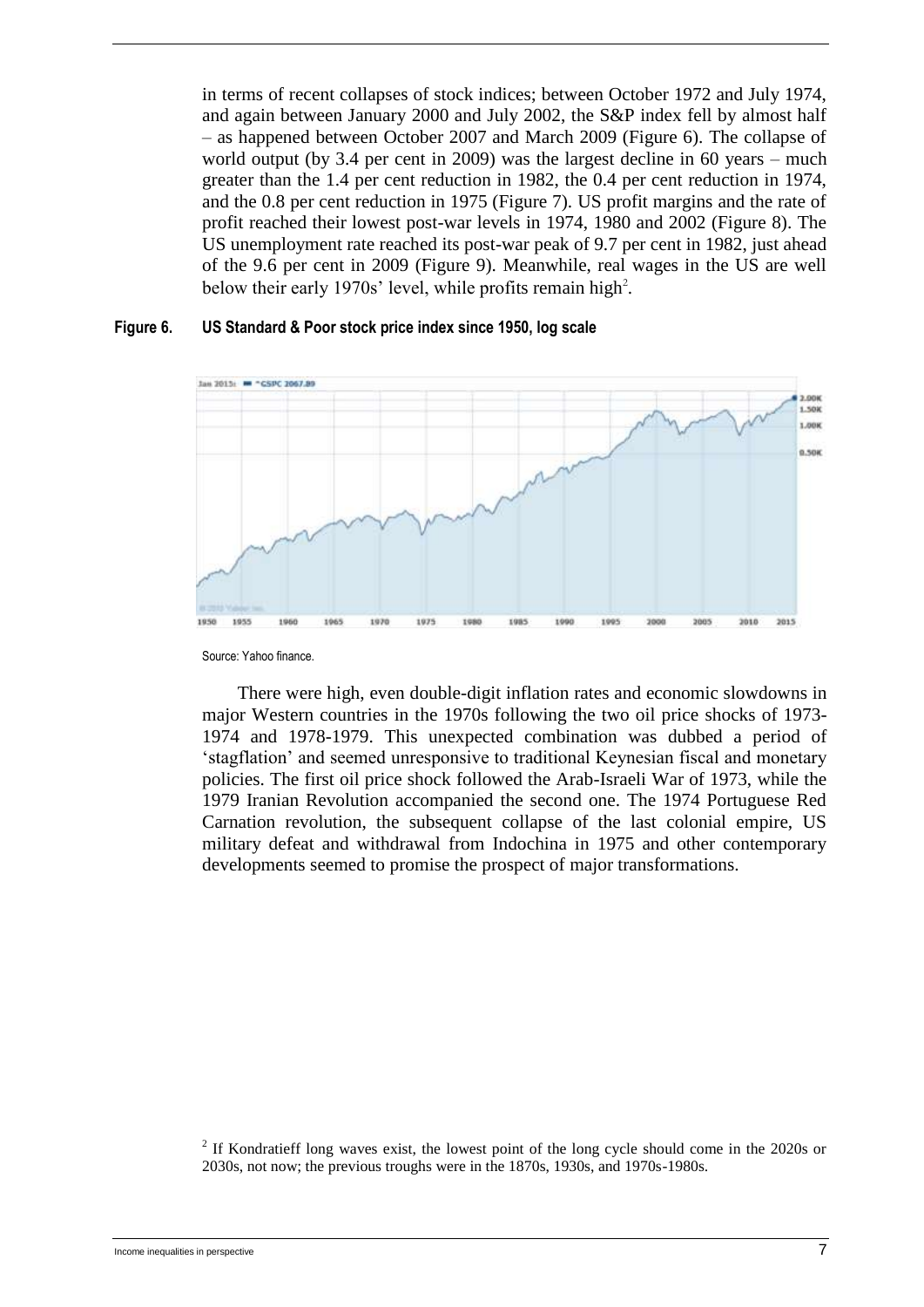in terms of recent collapses of stock indices; between October 1972 and July 1974, and again between January 2000 and July 2002, the S&P index fell by almost half – as happened between October 2007 and March 2009 (Figure 6). The collapse of world output (by 3.4 per cent in 2009) was the largest decline in 60 years – much greater than the 1.4 per cent reduction in 1982, the 0.4 per cent reduction in 1974, and the 0.8 per cent reduction in 1975 (Figure 7). US profit margins and the rate of profit reached their lowest post-war levels in 1974, 1980 and 2002 (Figure 8). The US unemployment rate reached its post-war peak of 9.7 per cent in 1982, just ahead of the 9.6 per cent in 2009 (Figure 9). Meanwhile, real wages in the US are well below their early 1970s' level, while profits remain high[2].

**Figure 6. US Standard & Poor stock price index since 1950, log scale**

Source: Yahoo finance.

There were high, even double-digit inflation rates and economic slowdowns in major Western countries in the 1970s following the two oil price shocks of 1973-1974 and 1978-1979. This unexpected combination was dubbed a period of 'stagflation' and seemed unresponsive to traditional Keynesian fiscal and monetary policies. The first oil price shock followed the Arab-Israeli War of 1973, while the 1979 Iranian Revolution accompanied the second one. The 1974 Portuguese Red Carnation revolution, the subsequent collapse of the last colonial empire, US military defeat and withdrawal from Indochina in 1975 and other contemporary developments seemed to promise the prospect of major transformations.

[2] If Kondratieff long waves exist, the lowest point of the long cycle should come in the 2020s or 2030s, not now; the previous troughs were in the 1870s, 1930s, and 1970s-1980s.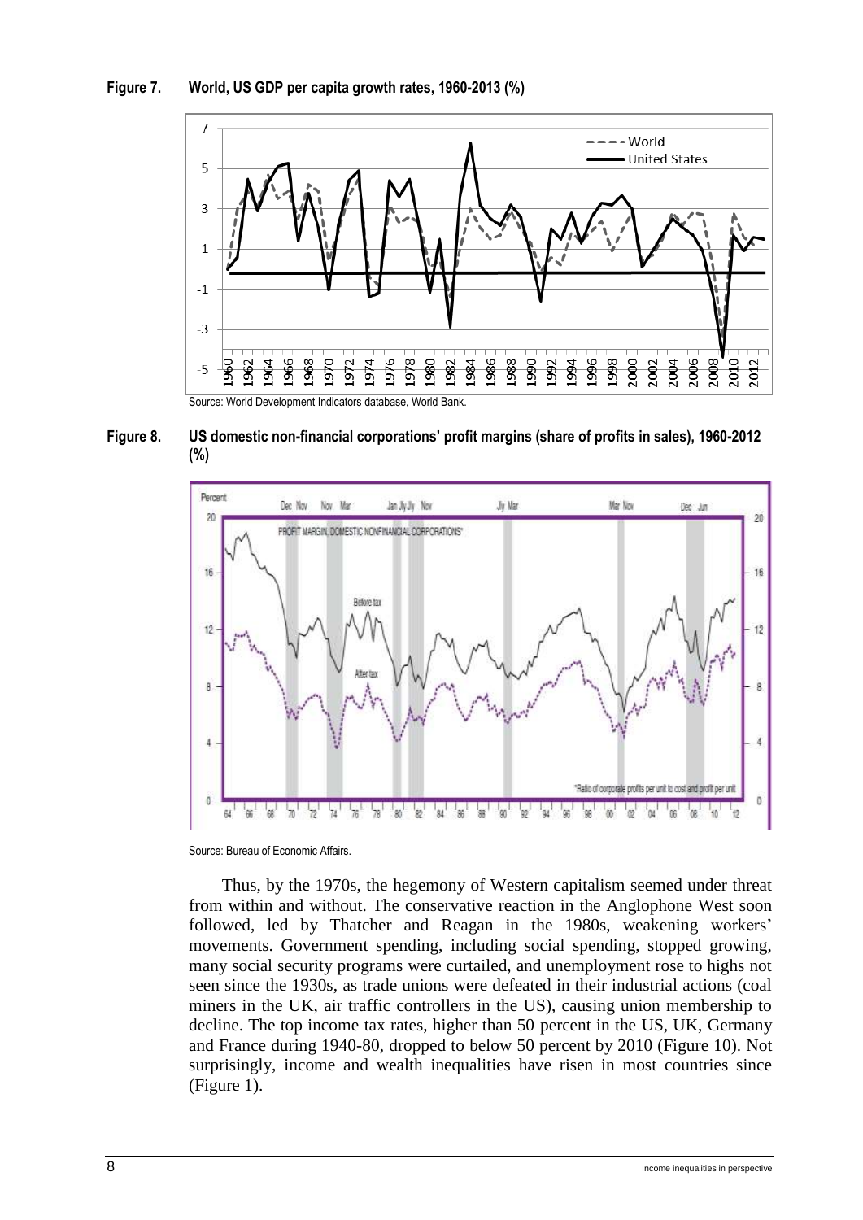**Figure 7. World, US GDP per capita growth rates, 1960-2013 (%)**

Source: World Development Indicators database, World Bank.

**Figure 8. US domestic non-financial corporations' profit margins (share of profits in sales), 1960-2012 (%)**

Source: Bureau of Economic Affairs.

Thus, by the 1970s, the hegemony of Western capitalism seemed under threat from within and without. The conservative reaction in the Anglophone West soon followed, led by Thatcher and Reagan in the 1980s, weakening workers' movements. Government spending, including social spending, stopped growing, many social security programs were curtailed, and unemployment rose to highs not seen since the 1930s, as trade unions were defeated in their industrial actions (coal miners in the UK, air traffic controllers in the US), causing union membership to decline. The top income tax rates, higher than 50 percent in the US, UK, Germany and France during 1940-80, dropped to below 50 percent by 2010 (Figure 10). Not surprisingly, income and wealth inequalities have risen in most countries since (Figure 1).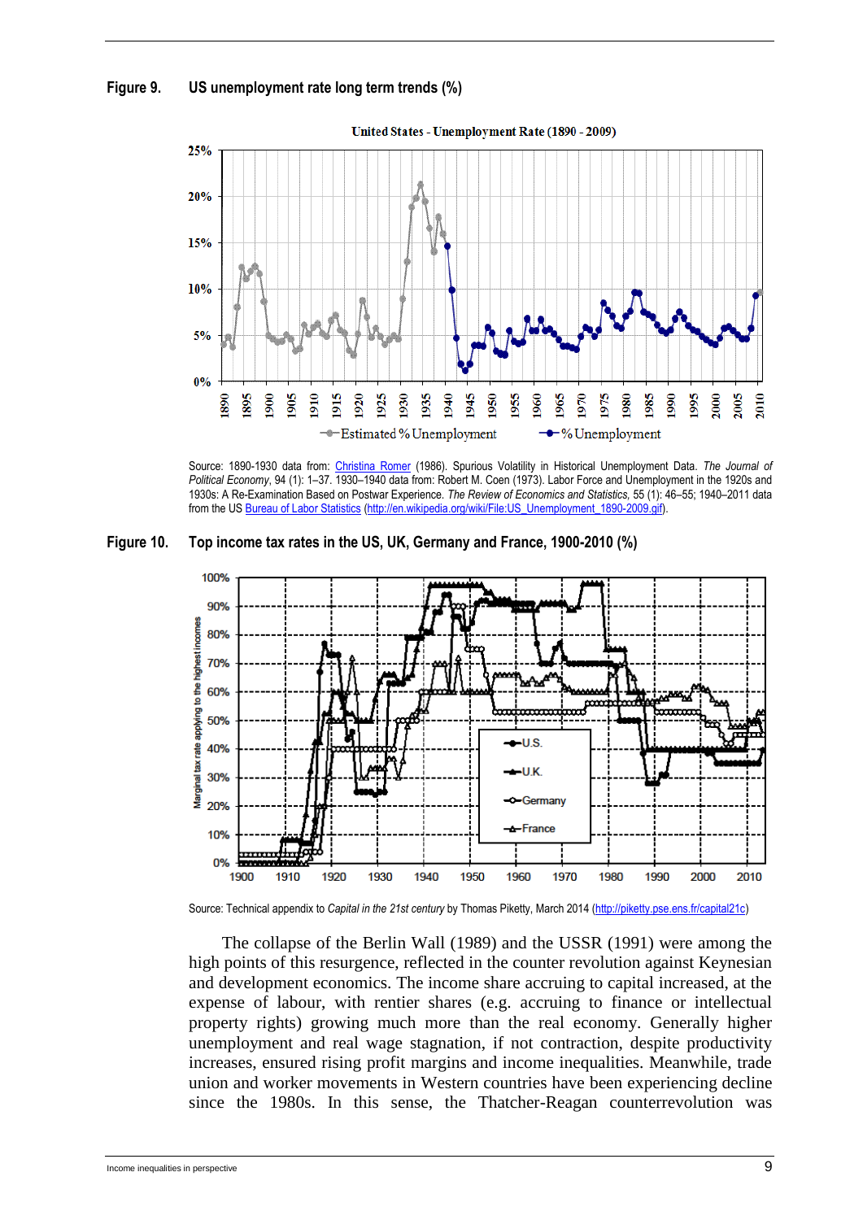**Figure 9. US unemployment rate long term trends (%)**

Source: 1890-1930 data from: Christina Romer (1986). Spurious Volatility in Historical Unemployment Data. *The Journal of Political Economy*, 94 (1): 1–37. 1930–1940 data from: Robert M. Coen (1973). Labor Force and Unemployment in the 1920s and 1930s: A Re-Examination Based on Postwar Experience. *The Review of Economics and Statistics*, 55 (1): 46–55; 1940–2011 data from the US Bureau of Labor Statistics (http://en.wikipedia.org/wiki/File:US_Unemployment_1890-2009.gif).

**Figure 10. Top income tax rates in the US, UK, Germany and France, 1900-2010 (%)**

Source: Technical appendix to *Capital in the 21st century* by Thomas Piketty, March 2014 (http://piketty.pse.ens.fr/capital21c)

The collapse of the Berlin Wall (1989) and the USSR (1991) were among the high points of this resurgence, reflected in the counter revolution against Keynesian and development economics. The income share accruing to capital increased, at the expense of labour, with rentier shares (e.g. accruing to finance or intellectual property rights) growing much more than the real economy. Generally higher unemployment and real wage stagnation, if not contraction, despite productivity increases, ensured rising profit margins and income inequalities. Meanwhile, trade union and worker movements in Western countries have been experiencing decline since the 1980s. In this sense, the Thatcher-Reagan counterrevolution was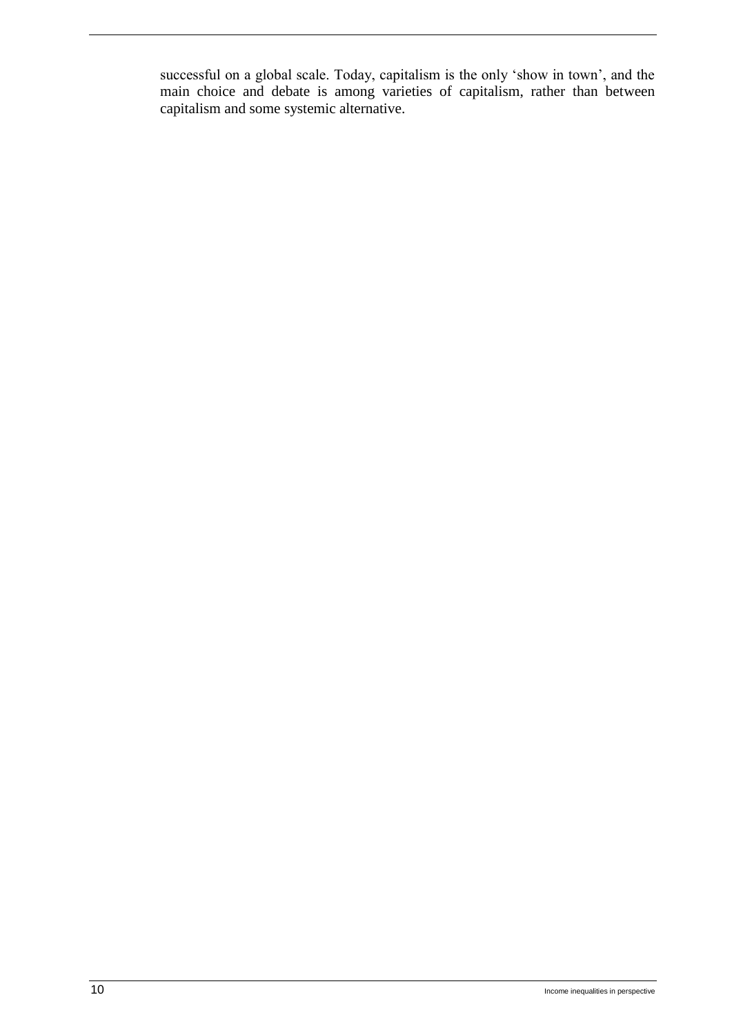successful on a global scale. Today, capitalism is the only 'show in town', and the main choice and debate is among varieties of capitalism, rather than between capitalism and some systemic alternative.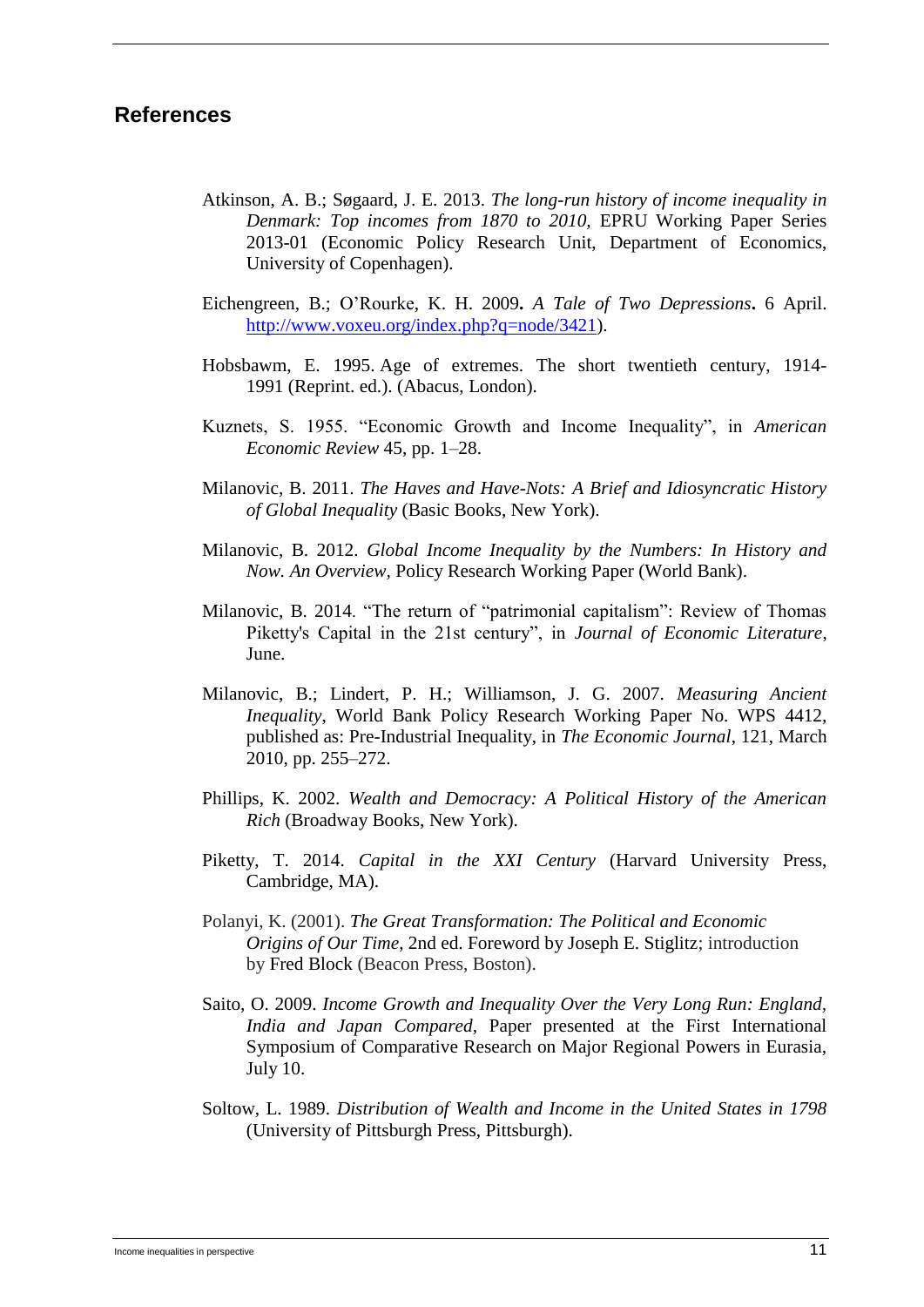## References

Atkinson, A. B.; Søgaard, J. E. 2013. *The long-run history of income inequality in Denmark: Top incomes from 1870 to 2010,* EPRU Working Paper Series 2013-01 (Economic Policy Research Unit, Department of Economics, University of Copenhagen).

Eichengreen, B.; O'Rourke, K. H. 2009**.** *A Tale of Two Depressions***.** 6 April. http://www.voxeu.org/index.php?q=node/3421).

Hobsbawm, E. 1995. Age of extremes. The short twentieth century, 1914-1991 (Reprint. ed.). (Abacus, London).

Kuznets, S. 1955. "Economic Growth and Income Inequality", in *American Economic Review* 45, pp. 1–28.

Milanovic, B. 2011. *The Haves and Have-Nots: A Brief and Idiosyncratic History of Global Inequality* (Basic Books, New York).

Milanovic, B. 2012. *Global Income Inequality by the Numbers: In History and Now. An Overview,* Policy Research Working Paper (World Bank).

Milanovic, B. 2014. "The return of "patrimonial capitalism": Review of Thomas Piketty's Capital in the 21st century", in *Journal of Economic Literature*, June.

Milanovic, B.; Lindert, P. H.; Williamson, J. G. 2007. *Measuring Ancient Inequality*, World Bank Policy Research Working Paper No. WPS 4412, published as: Pre-Industrial Inequality, in *The Economic Journal*, 121, March 2010, pp. 255–272.

Phillips, K. 2002. *Wealth and Democracy: A Political History of the American Rich* (Broadway Books, New York).

Piketty, T. 2014. *Capital in the XXI Century* (Harvard University Press, Cambridge, MA).

Polanyi, K. (2001). *The Great Transformation: The Political and Economic Origins of Our Time*, 2nd ed. Foreword by Joseph E. Stiglitz; introduction by Fred Block (Beacon Press, Boston).

Saito, O. 2009. *Income Growth and Inequality Over the Very Long Run: England, India and Japan Compared*, Paper presented at the First International Symposium of Comparative Research on Major Regional Powers in Eurasia, July 10.

Soltow, L. 1989. *Distribution of Wealth and Income in the United States in 1798* (University of Pittsburgh Press, Pittsburgh).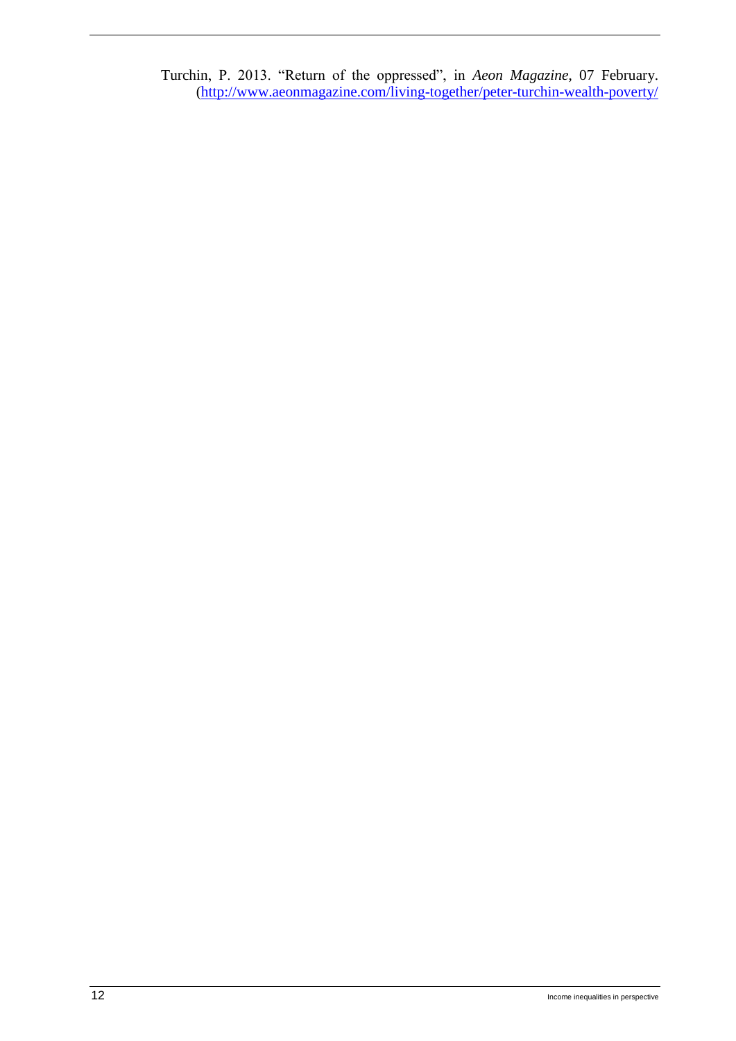Turchin, P. 2013. "Return of the oppressed", in *Aeon Magazine*, 07 February. (http://www.aeonmagazine.com/living-together/peter-turchin-wealth-poverty/